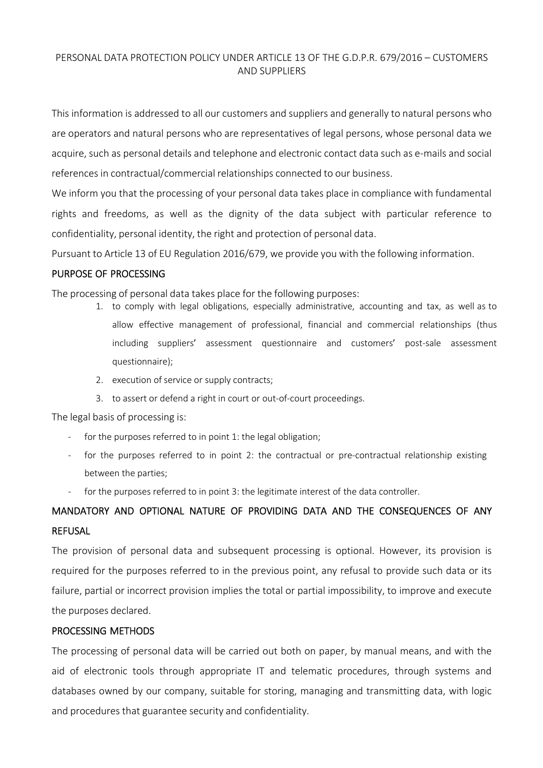# PERSONAL DATA PROTECTION POLICY UNDER ARTICLE 13 OF THE G.D.P.R. 679/2016 – CUSTOMERS AND SUPPLIERS

This information is addressed to all our customers and suppliers and generally to natural persons who are operators and natural persons who are representatives of legal persons, whose personal data we acquire, such as personal details and telephone and electronic contact data such as e-mails and social references in contractual/commercial relationships connected to our business.

We inform you that the processing of your personal data takes place in compliance with fundamental rights and freedoms, as well as the dignity of the data subject with particular reference to confidentiality, personal identity, the right and protection of personal data.

Pursuant to Article 13 of EU Regulation 2016/679, we provide you with the following information.

## PURPOSE OF PROCESSING

The processing of personal data takes place for the following purposes:

1. to comply with legal obligations, especially administrative, accounting and tax, as well as to allow effective management of professional, financial and commercial relationships (thus including suppliers' assessment questionnaire and customers' post-sale assessment questionnaire);
2. execution of service or supply contracts;
3. to assert or defend a right in court or out-of-court proceedings.

The legal basis of processing is:

- for the purposes referred to in point 1: the legal obligation;
- for the purposes referred to in point 2: the contractual or pre-contractual relationship existing between the parties;
- for the purposes referred to in point 3: the legitimate interest of the data controller.

## MANDATORY AND OPTIONAL NATURE OF PROVIDING DATA AND THE CONSEQUENCES OF ANY REFUSAL

The provision of personal data and subsequent processing is optional. However, its provision is required for the purposes referred to in the previous point, any refusal to provide such data or its failure, partial or incorrect provision implies the total or partial impossibility, to improve and execute the purposes declared.

## PROCESSING METHODS

The processing of personal data will be carried out both on paper, by manual means, and with the aid of electronic tools through appropriate IT and telematic procedures, through systems and databases owned by our company, suitable for storing, managing and transmitting data, with logic and procedures that guarantee security and confidentiality.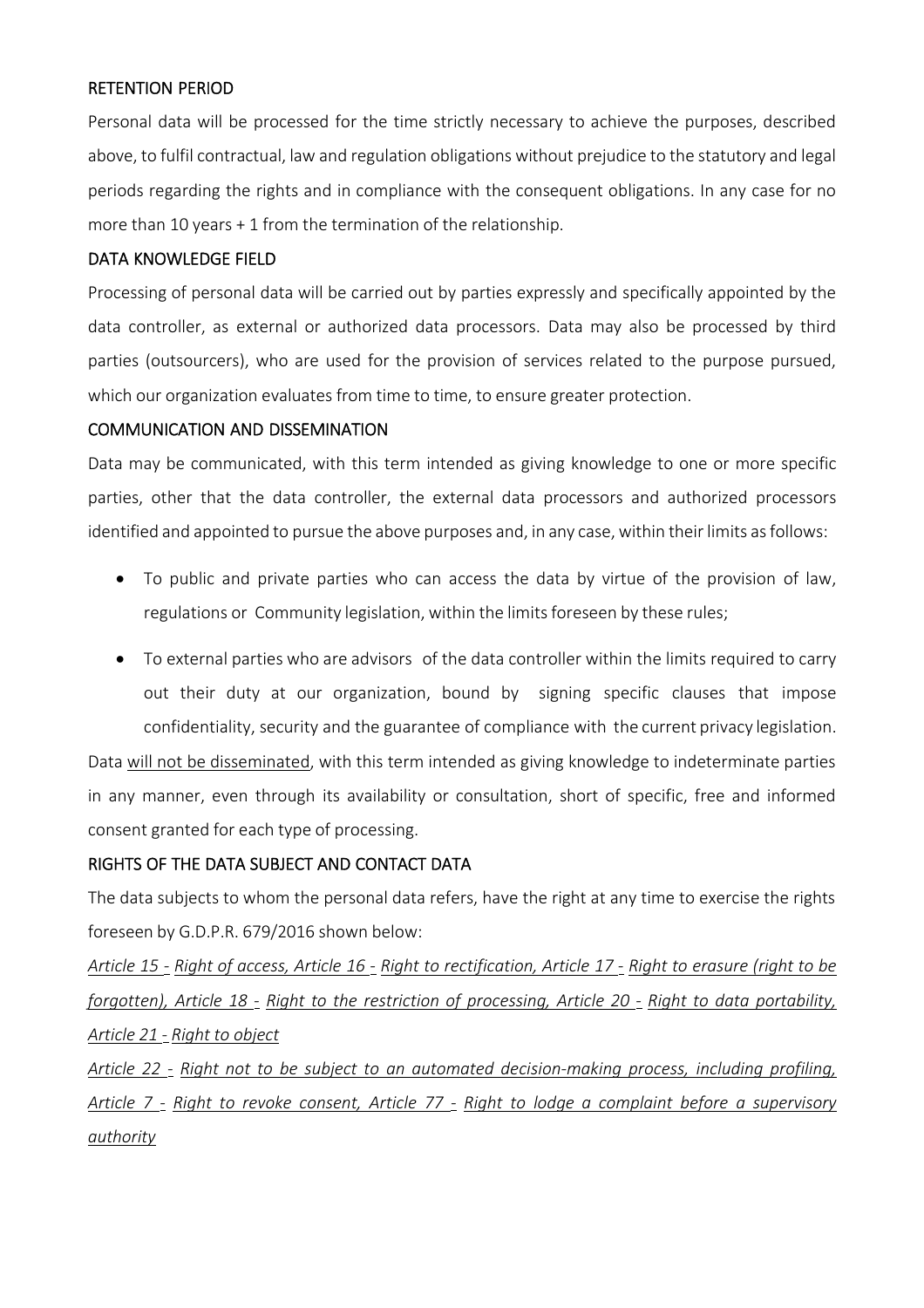## RETENTION PERIOD

Personal data will be processed for the time strictly necessary to achieve the purposes, described above, to fulfil contractual, law and regulation obligations without prejudice to the statutory and legal periods regarding the rights and in compliance with the consequent obligations. In any case for no more than 10 years + 1 from the termination of the relationship.

## DATA KNOWLEDGE FIELD

Processing of personal data will be carried out by parties expressly and specifically appointed by the data controller, as external or authorized data processors. Data may also be processed by third parties (outsourcers), who are used for the provision of services related to the purpose pursued, which our organization evaluates from time to time, to ensure greater protection.

## COMMUNICATION AND DISSEMINATION

Data may be communicated, with this term intended as giving knowledge to one or more specific parties, other that the data controller, the external data processors and authorized processors identified and appointed to pursue the above purposes and, in any case, within their limits as follows:

- To public and private parties who can access the data by virtue of the provision of law, regulations or Community legislation, within the limits foreseen by these rules;
- To external parties who are advisors of the data controller within the limits required to carry out their duty at our organization, bound by signing specific clauses that impose confidentiality, security and the guarantee of compliance with the current privacy legislation.

Data will not be disseminated, with this term intended as giving knowledge to indeterminate parties in any manner, even through its availability or consultation, short of specific, free and informed consent granted for each type of processing.

## RIGHTS OF THE DATA SUBJECT AND CONTACT DATA

The data subjects to whom the personal data refers, have the right at any time to exercise the rights foreseen by G.D.P.R. 679/2016 shown below:

*Article 15 - Right of access, Article 16 - Right to rectification, Article 17 - Right to erasure (right to be forgotten), Article 18 - Right to the restriction of processing, Article 20 - Right to data portability, Article 21 - Right to object*

*Article 22 - Right not to be subject to an automated decision-making process, including profiling, Article 7 - Right to revoke consent, Article 77 - Right to lodge a complaint before a supervisory authority*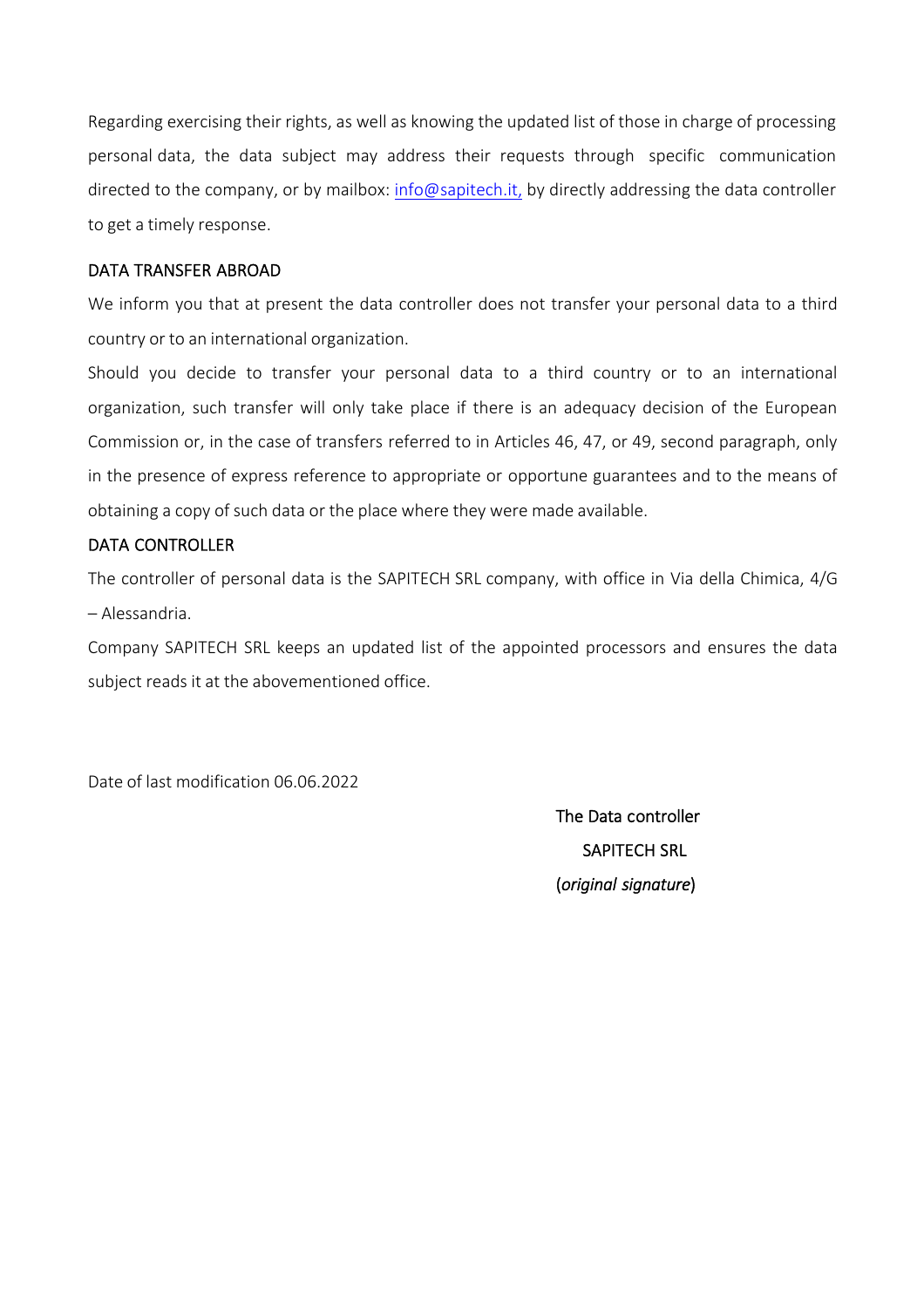Regarding exercising their rights, as well as knowing the updated list of those in charge of processing personal data, the data subject may address their requests through specific communication directed to the company, or by mailbox: info@sapitech.it, by directly addressing the data controller to get a timely response.

## DATA TRANSFER ABROAD

We inform you that at present the data controller does not transfer your personal data to a third country or to an international organization.

Should you decide to transfer your personal data to a third country or to an international organization, such transfer will only take place if there is an adequacy decision of the European Commission or, in the case of transfers referred to in Articles 46, 47, or 49, second paragraph, only in the presence of express reference to appropriate or opportune guarantees and to the means of obtaining a copy of such data or the place where they were made available.

## DATA CONTROLLER

The controller of personal data is the SAPITECH SRL company, with office in Via della Chimica, 4/G – Alessandria.

Company SAPITECH SRL keeps an updated list of the appointed processors and ensures the data subject reads it at the abovementioned office.

Date of last modification 06.06.2022

The Data controller
SAPITECH SRL
(*original signature*)